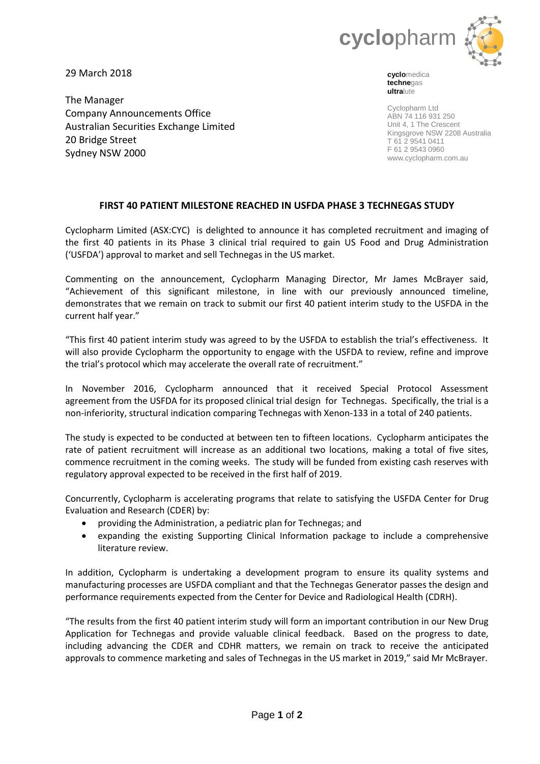cyclopharm

**cyclo**medica
**techne**gas
**ultra**lute

Cyclopharm Ltd
ABN 74 116 931 250
Unit 4, 1 The Crescent
Kingsgrove NSW 2208 Australia
T 61 2 9541 0411
F 61 2 9543 0960
www.cyclopharm.com.au

29 March 2018

The Manager
Company Announcements Office
Australian Securities Exchange Limited
20 Bridge Street
Sydney NSW 2000

## FIRST 40 PATIENT MILESTONE REACHED IN USFDA PHASE 3 TECHNEGAS STUDY

Cyclopharm Limited (ASX:CYC) is delighted to announce it has completed recruitment and imaging of the first 40 patients in its Phase 3 clinical trial required to gain US Food and Drug Administration ('USFDA') approval to market and sell Technegas in the US market.

Commenting on the announcement, Cyclopharm Managing Director, Mr James McBrayer said, "Achievement of this significant milestone, in line with our previously announced timeline, demonstrates that we remain on track to submit our first 40 patient interim study to the USFDA in the current half year."

"This first 40 patient interim study was agreed to by the USFDA to establish the trial's effectiveness. It will also provide Cyclopharm the opportunity to engage with the USFDA to review, refine and improve the trial's protocol which may accelerate the overall rate of recruitment."

In November 2016, Cyclopharm announced that it received Special Protocol Assessment agreement from the USFDA for its proposed clinical trial design for Technegas. Specifically, the trial is a non-inferiority, structural indication comparing Technegas with Xenon-133 in a total of 240 patients.

The study is expected to be conducted at between ten to fifteen locations. Cyclopharm anticipates the rate of patient recruitment will increase as an additional two locations, making a total of five sites, commence recruitment in the coming weeks. The study will be funded from existing cash reserves with regulatory approval expected to be received in the first half of 2019.

Concurrently, Cyclopharm is accelerating programs that relate to satisfying the USFDA Center for Drug Evaluation and Research (CDER) by:

- providing the Administration, a pediatric plan for Technegas; and
- expanding the existing Supporting Clinical Information package to include a comprehensive literature review.

In addition, Cyclopharm is undertaking a development program to ensure its quality systems and manufacturing processes are USFDA compliant and that the Technegas Generator passes the design and performance requirements expected from the Center for Device and Radiological Health (CDRH).

"The results from the first 40 patient interim study will form an important contribution in our New Drug Application for Technegas and provide valuable clinical feedback. Based on the progress to date, including advancing the CDER and CDHR matters, we remain on track to receive the anticipated approvals to commence marketing and sales of Technegas in the US market in 2019," said Mr McBrayer.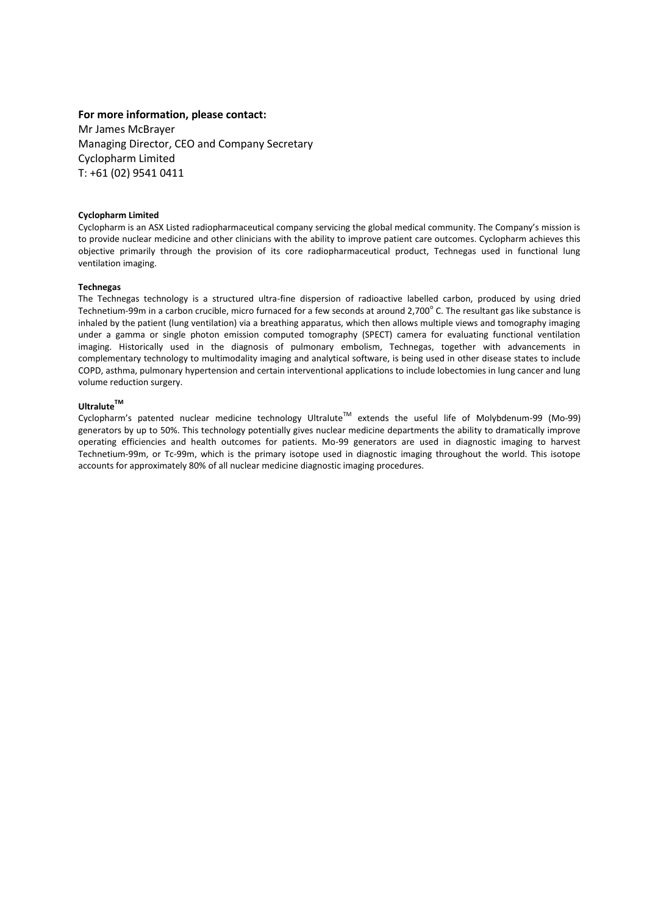**For more information, please contact:**

Mr James McBrayer
Managing Director, CEO and Company Secretary
Cyclopharm Limited
T: +61 (02) 9541 0411

**Cyclopharm Limited**

Cyclopharm is an ASX Listed radiopharmaceutical company servicing the global medical community. The Company's mission is to provide nuclear medicine and other clinicians with the ability to improve patient care outcomes. Cyclopharm achieves this objective primarily through the provision of its core radiopharmaceutical product, Technegas used in functional lung ventilation imaging.

**Technegas**

The Technegas technology is a structured ultra-fine dispersion of radioactive labelled carbon, produced by using dried Technetium-99m in a carbon crucible, micro furnaced for a few seconds at around 2,700° C. The resultant gas like substance is inhaled by the patient (lung ventilation) via a breathing apparatus, which then allows multiple views and tomography imaging under a gamma or single photon emission computed tomography (SPECT) camera for evaluating functional ventilation imaging. Historically used in the diagnosis of pulmonary embolism, Technegas, together with advancements in complementary technology to multimodality imaging and analytical software, is being used in other disease states to include COPD, asthma, pulmonary hypertension and certain interventional applications to include lobectomies in lung cancer and lung volume reduction surgery.

**Ultralute™**

Cyclopharm's patented nuclear medicine technology Ultralute™ extends the useful life of Molybdenum-99 (Mo-99) generators by up to 50%. This technology potentially gives nuclear medicine departments the ability to dramatically improve operating efficiencies and health outcomes for patients. Mo-99 generators are used in diagnostic imaging to harvest Technetium-99m, or Tc-99m, which is the primary isotope used in diagnostic imaging throughout the world. This isotope accounts for approximately 80% of all nuclear medicine diagnostic imaging procedures.